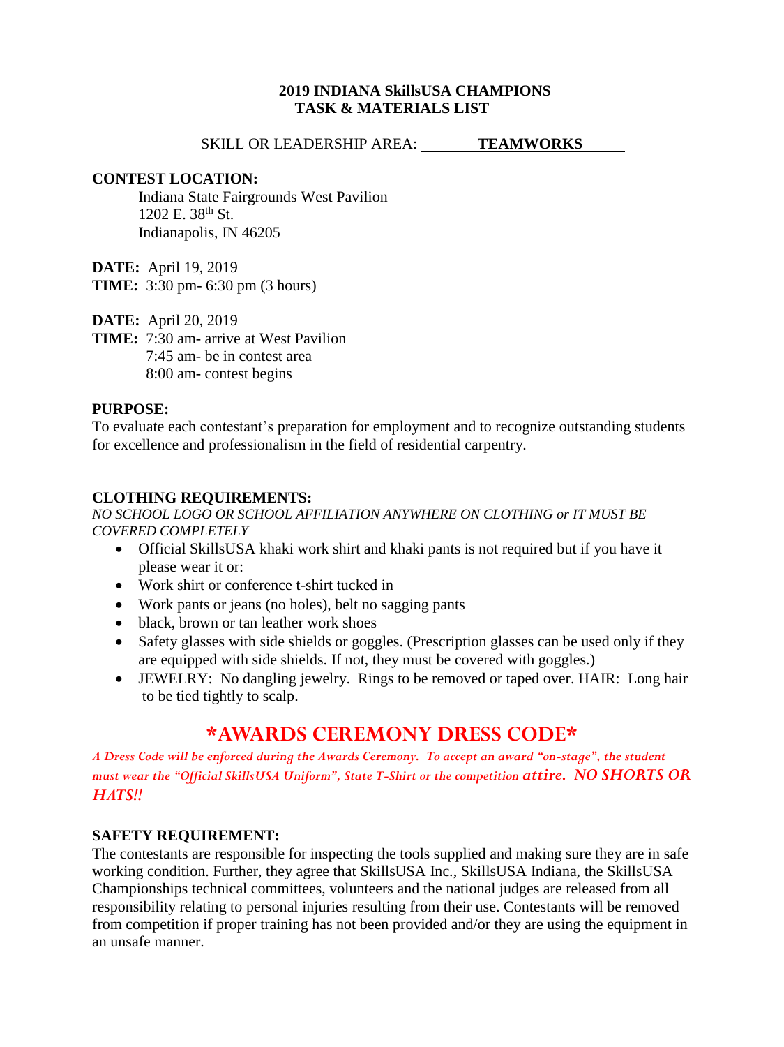# 2019 INDIANA SkillsUSA CHAMPIONS
## TASK & MATERIALS LIST

SKILL OR LEADERSHIP AREA: **TEAMWORKS**

**CONTEST LOCATION:**

Indiana State Fairgrounds West Pavilion
1202 E. 38th St.
Indianapolis, IN 46205

**DATE:** April 19, 2019
**TIME:** 3:30 pm- 6:30 pm (3 hours)

**DATE:** April 20, 2019
**TIME:** 7:30 am- arrive at West Pavilion
7:45 am- be in contest area
8:00 am- contest begins

**PURPOSE:**
To evaluate each contestant's preparation for employment and to recognize outstanding students for excellence and professionalism in the field of residential carpentry.

**CLOTHING REQUIREMENTS:**
*NO SCHOOL LOGO OR SCHOOL AFFILIATION ANYWHERE ON CLOTHING or IT MUST BE COVERED COMPLETELY*

- Official SkillsUSA khaki work shirt and khaki pants is not required but if you have it please wear it or:
- Work shirt or conference t-shirt tucked in
- Work pants or jeans (no holes), belt no sagging pants
- black, brown or tan leather work shoes
- Safety glasses with side shields or goggles. (Prescription glasses can be used only if they are equipped with side shields. If not, they must be covered with goggles.)
- JEWELRY: No dangling jewelry. Rings to be removed or taped over. HAIR: Long hair to be tied tightly to scalp.

## *AWARDS CEREMONY DRESS CODE*

*A Dress Code will be enforced during the Awards Ceremony. To accept an award "on-stage", the student must wear the "Official SkillsUSA Uniform", State T-Shirt or the competition attire. NO SHORTS OR HATS!!*

**SAFETY REQUIREMENT:**
The contestants are responsible for inspecting the tools supplied and making sure they are in safe working condition. Further, they agree that SkillsUSA Inc., SkillsUSA Indiana, the SkillsUSA Championships technical committees, volunteers and the national judges are released from all responsibility relating to personal injuries resulting from their use. Contestants will be removed from competition if proper training has not been provided and/or they are using the equipment in an unsafe manner.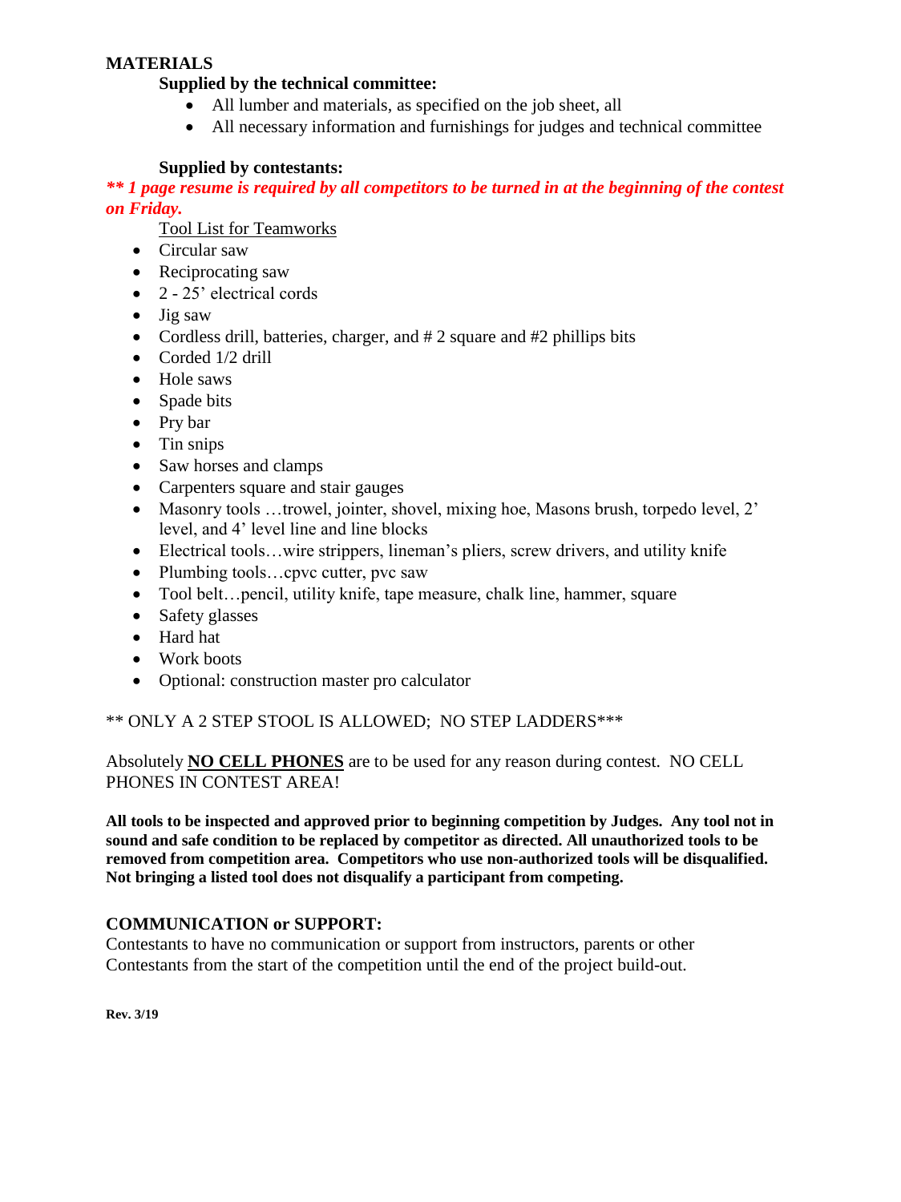**MATERIALS**

**Supplied by the technical committee:**

- All lumber and materials, as specified on the job sheet, all
- All necessary information and furnishings for judges and technical committee

**Supplied by contestants:**

***** 1 page resume is required by all competitors to be turned in at the beginning of the contest on Friday.***

Tool List for Teamworks

- Circular saw
- Reciprocating saw
- 2 - 25' electrical cords
- Jig saw
- Cordless drill, batteries, charger, and # 2 square and #2 phillips bits
- Corded 1/2 drill
- Hole saws
- Spade bits
- Pry bar
- Tin snips
- Saw horses and clamps
- Carpenters square and stair gauges
- Masonry tools …trowel, jointer, shovel, mixing hoe, Masons brush, torpedo level, 2' level, and 4' level line and line blocks
- Electrical tools…wire strippers, lineman's pliers, screw drivers, and utility knife
- Plumbing tools…cpvc cutter, pvc saw
- Tool belt…pencil, utility knife, tape measure, chalk line, hammer, square
- Safety glasses
- Hard hat
- Work boots
- Optional: construction master pro calculator

** ONLY A 2 STEP STOOL IS ALLOWED; NO STEP LADDERS***

Absolutely **NO CELL PHONES** are to be used for any reason during contest. NO CELL PHONES IN CONTEST AREA!

**All tools to be inspected and approved prior to beginning competition by Judges. Any tool not in sound and safe condition to be replaced by competitor as directed. All unauthorized tools to be removed from competition area. Competitors who use non-authorized tools will be disqualified. Not bringing a listed tool does not disqualify a participant from competing.**

**COMMUNICATION or SUPPORT:**

Contestants to have no communication or support from instructors, parents or other Contestants from the start of the competition until the end of the project build-out.

**Rev. 3/19**